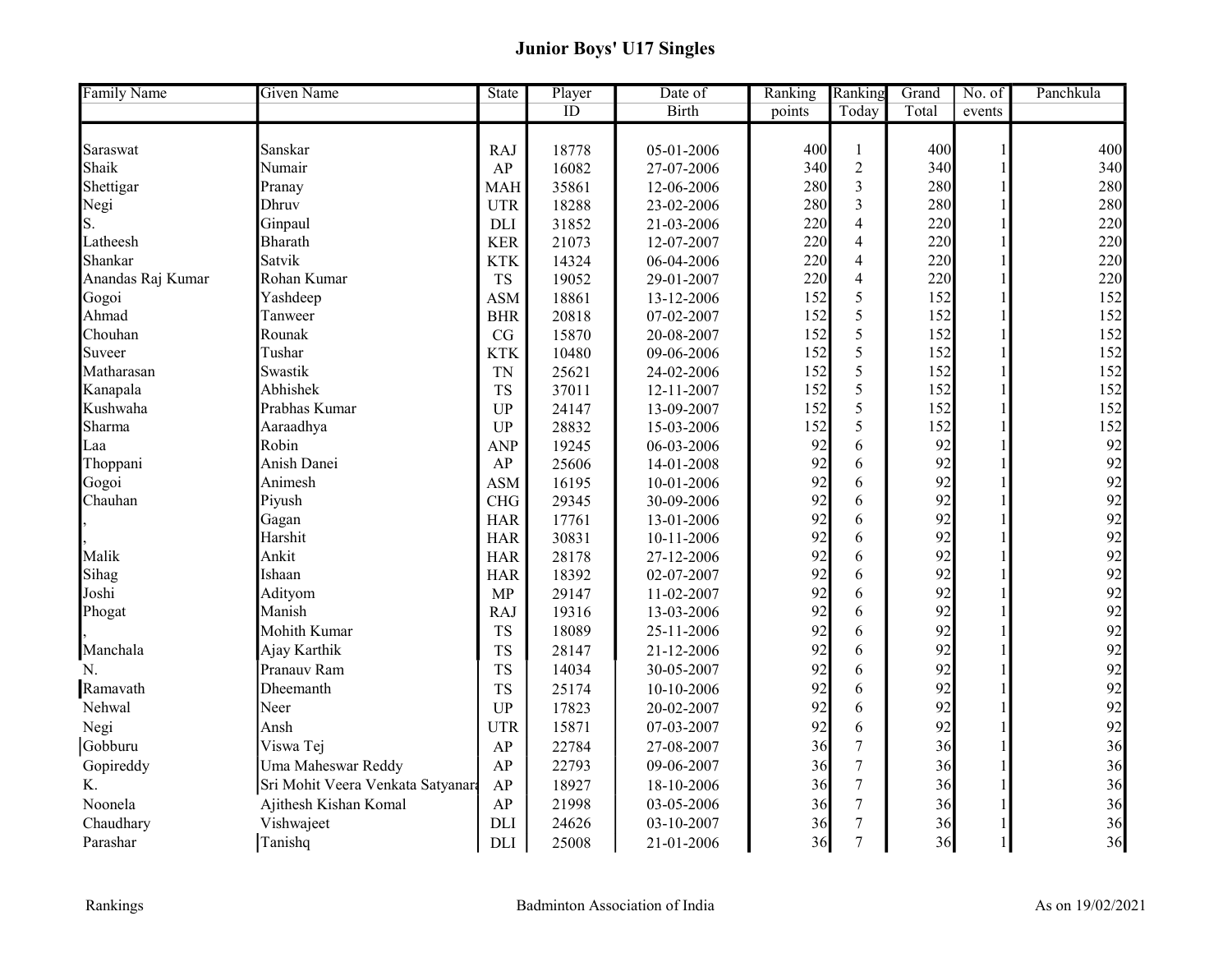# Junior Boys' U17 Singles

| Family Name | Given Name | State | Player ID | Date of Birth | Ranking points | Ranking Today | Grand Total | No. of events | Panchkula |
|---|---|---|---|---|---|---|---|---|---|
| Saraswat | Sanskar | RAJ | 18778 | 05-01-2006 | 400 | 1 | 400 | 1 | 400 |
| Shaik | Numair | AP | 16082 | 27-07-2006 | 340 | 2 | 340 | 1 | 340 |
| Shettigar | Pranay | MAH | 35861 | 12-06-2006 | 280 | 3 | 280 | 1 | 280 |
| Negi | Dhruv | UTR | 18288 | 23-02-2006 | 280 | 3 | 280 | 1 | 280 |
| S. | Ginpaul | DLI | 31852 | 21-03-2006 | 220 | 4 | 220 | 1 | 220 |
| Latheesh | Bharath | KER | 21073 | 12-07-2007 | 220 | 4 | 220 | 1 | 220 |
| Shankar | Satvik | KTK | 14324 | 06-04-2006 | 220 | 4 | 220 | 1 | 220 |
| Anandas Raj Kumar | Rohan Kumar | TS | 19052 | 29-01-2007 | 220 | 4 | 220 | 1 | 220 |
| Gogoi | Yashdeep | ASM | 18861 | 13-12-2006 | 152 | 5 | 152 | 1 | 152 |
| Ahmad | Tanweer | BHR | 20818 | 07-02-2007 | 152 | 5 | 152 | 1 | 152 |
| Chouhan | Rounak | CG | 15870 | 20-08-2007 | 152 | 5 | 152 | 1 | 152 |
| Suveer | Tushar | KTK | 10480 | 09-06-2006 | 152 | 5 | 152 | 1 | 152 |
| Matharasan | Swastik | TN | 25621 | 24-02-2006 | 152 | 5 | 152 | 1 | 152 |
| Kanapala | Abhishek | TS | 37011 | 12-11-2007 | 152 | 5 | 152 | 1 | 152 |
| Kushwaha | Prabhas Kumar | UP | 24147 | 13-09-2007 | 152 | 5 | 152 | 1 | 152 |
| Sharma | Aaraadhya | UP | 28832 | 15-03-2006 | 152 | 5 | 152 | 1 | 152 |
| Laa | Robin | ANP | 19245 | 06-03-2006 | 92 | 6 | 92 | 1 | 92 |
| Thoppani | Anish Danei | AP | 25606 | 14-01-2008 | 92 | 6 | 92 | 1 | 92 |
| Gogoi | Animesh | ASM | 16195 | 10-01-2006 | 92 | 6 | 92 | 1 | 92 |
| Chauhan | Piyush | CHG | 29345 | 30-09-2006 | 92 | 6 | 92 | 1 | 92 |
| , | Gagan | HAR | 17761 | 13-01-2006 | 92 | 6 | 92 | 1 | 92 |
| , | Harshit | HAR | 30831 | 10-11-2006 | 92 | 6 | 92 | 1 | 92 |
| Malik | Ankit | HAR | 28178 | 27-12-2006 | 92 | 6 | 92 | 1 | 92 |
| Sihag | Ishaan | HAR | 18392 | 02-07-2007 | 92 | 6 | 92 | 1 | 92 |
| Joshi | Adityom | MP | 29147 | 11-02-2007 | 92 | 6 | 92 | 1 | 92 |
| Phogat | Manish | RAJ | 19316 | 13-03-2006 | 92 | 6 | 92 | 1 | 92 |
| , | Mohith Kumar | TS | 18089 | 25-11-2006 | 92 | 6 | 92 | 1 | 92 |
| Manchala | Ajay Karthik | TS | 28147 | 21-12-2006 | 92 | 6 | 92 | 1 | 92 |
| N. | Pranauv Ram | TS | 14034 | 30-05-2007 | 92 | 6 | 92 | 1 | 92 |
| Ramavath | Dheemanth | TS | 25174 | 10-10-2006 | 92 | 6 | 92 | 1 | 92 |
| Nehwal | Neer | UP | 17823 | 20-02-2007 | 92 | 6 | 92 | 1 | 92 |
| Negi | Ansh | UTR | 15871 | 07-03-2007 | 92 | 6 | 92 | 1 | 92 |
| Gobburu | Viswa Tej | AP | 22784 | 27-08-2007 | 36 | 7 | 36 | 1 | 36 |
| Gopireddy | Uma Maheswar Reddy | AP | 22793 | 09-06-2007 | 36 | 7 | 36 | 1 | 36 |
| K. | Sri Mohit Veera Venkata Satyanara | AP | 18927 | 18-10-2006 | 36 | 7 | 36 | 1 | 36 |
| Noonela | Ajithesh Kishan Komal | AP | 21998 | 03-05-2006 | 36 | 7 | 36 | 1 | 36 |
| Chaudhary | Vishwajeet | DLI | 24626 | 03-10-2007 | 36 | 7 | 36 | 1 | 36 |
| Parashar | Tanishq | DLI | 25008 | 21-01-2006 | 36 | 7 | 36 | 1 | 36 |

Rankings — Badminton Association of India — As on 19/02/2021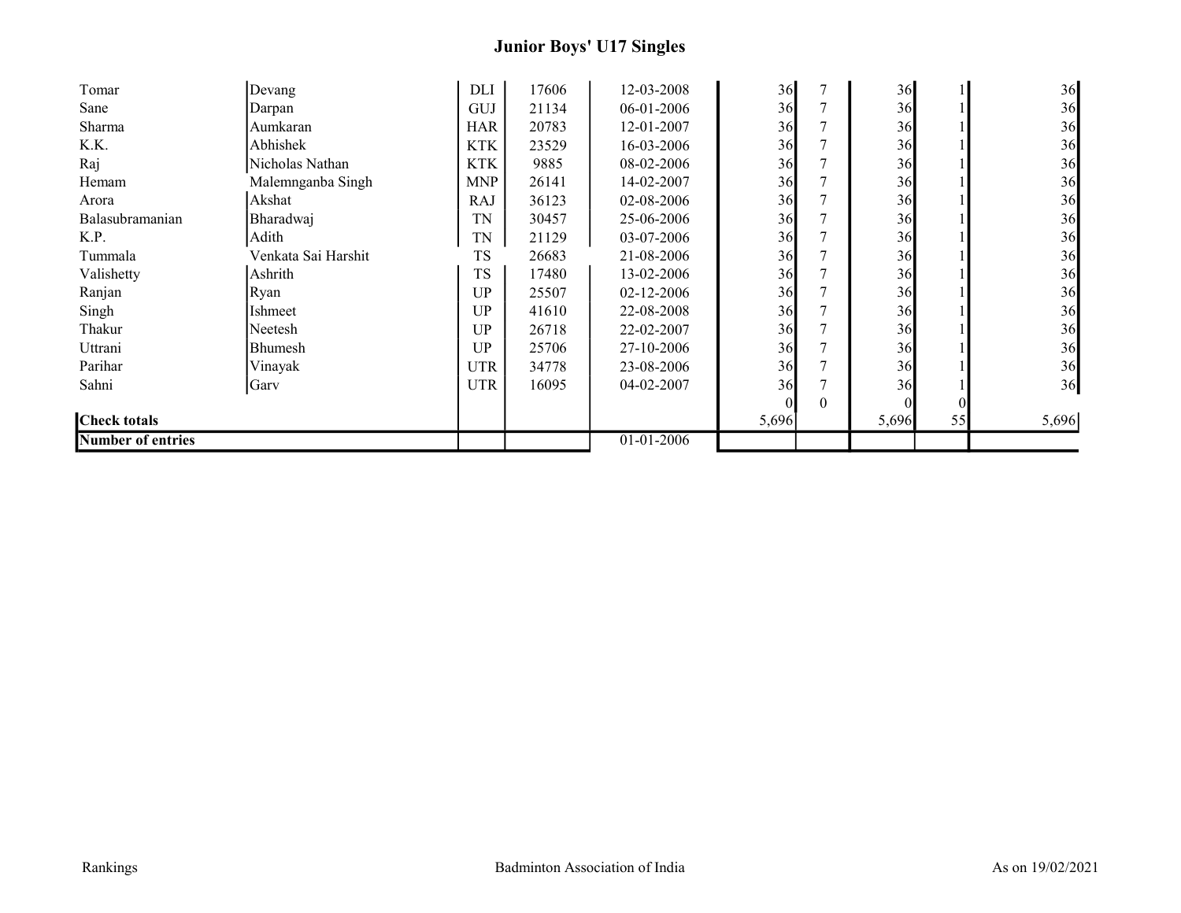## Junior Boys' U17 Singles

| | | | | | | | | | |
|---|---|---|---|---|---|---|---|---|---|
| Tomar | Devang | DLI | 17606 | 12-03-2008 | 36 | 7 | 36 | 1 | 36 |
| Sane | Darpan | GUJ | 21134 | 06-01-2006 | 36 | 7 | 36 | 1 | 36 |
| Sharma | Aumkaran | HAR | 20783 | 12-01-2007 | 36 | 7 | 36 | 1 | 36 |
| K.K. | Abhishek | KTK | 23529 | 16-03-2006 | 36 | 7 | 36 | 1 | 36 |
| Raj | Nicholas Nathan | KTK | 9885 | 08-02-2006 | 36 | 7 | 36 | 1 | 36 |
| Hemam | Malemnganba Singh | MNP | 26141 | 14-02-2007 | 36 | 7 | 36 | 1 | 36 |
| Arora | Akshat | RAJ | 36123 | 02-08-2006 | 36 | 7 | 36 | 1 | 36 |
| Balasubramanian | Bharadwaj | TN | 30457 | 25-06-2006 | 36 | 7 | 36 | 1 | 36 |
| K.P. | Adith | TN | 21129 | 03-07-2006 | 36 | 7 | 36 | 1 | 36 |
| Tummala | Venkata Sai Harshit | TS | 26683 | 21-08-2006 | 36 | 7 | 36 | 1 | 36 |
| Valishetty | Ashrith | TS | 17480 | 13-02-2006 | 36 | 7 | 36 | 1 | 36 |
| Ranjan | Ryan | UP | 25507 | 02-12-2006 | 36 | 7 | 36 | 1 | 36 |
| Singh | Ishmeet | UP | 41610 | 22-08-2008 | 36 | 7 | 36 | 1 | 36 |
| Thakur | Neetesh | UP | 26718 | 22-02-2007 | 36 | 7 | 36 | 1 | 36 |
| Uttrani | Bhumesh | UP | 25706 | 27-10-2006 | 36 | 7 | 36 | 1 | 36 |
| Parihar | Vinayak | UTR | 34778 | 23-08-2006 | 36 | 7 | 36 | 1 | 36 |
| Sahni | Garv | UTR | 16095 | 04-02-2007 | 36 | 7 | 36 | 1 | 36 |
| | | | | | 0 | 0 | 0 | 0 | |
| **Check totals** | | | | | 5,696 | | 5,696 | 55 | 5,696 |
| **Number of entries** | | | | 01-01-2006 | | | | | |